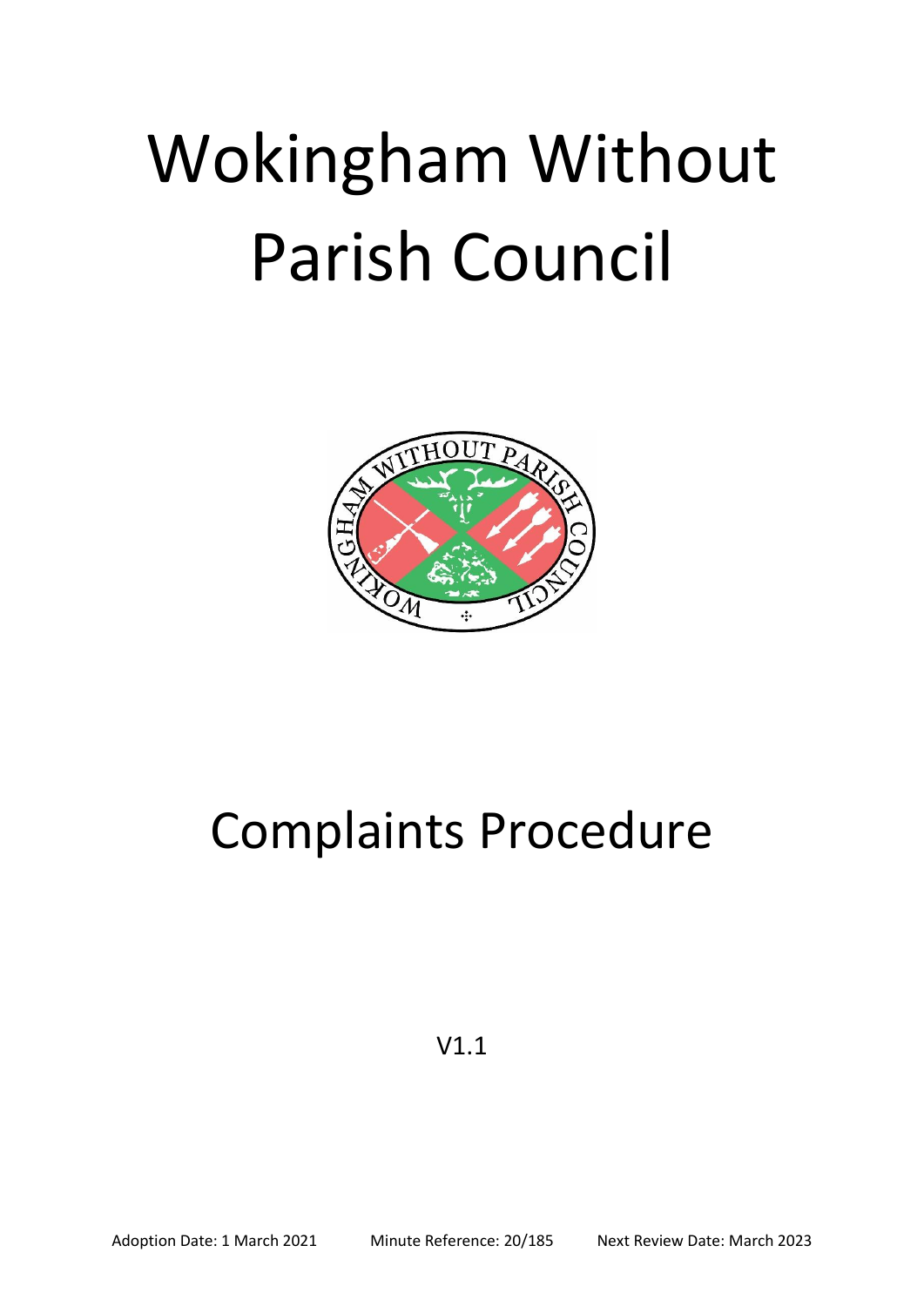# Wokingham Without Parish Council

# Complaints Procedure

V1.1

Adoption Date: 1 March 2021 Minute Reference: 20/185 Next Review Date: March 2023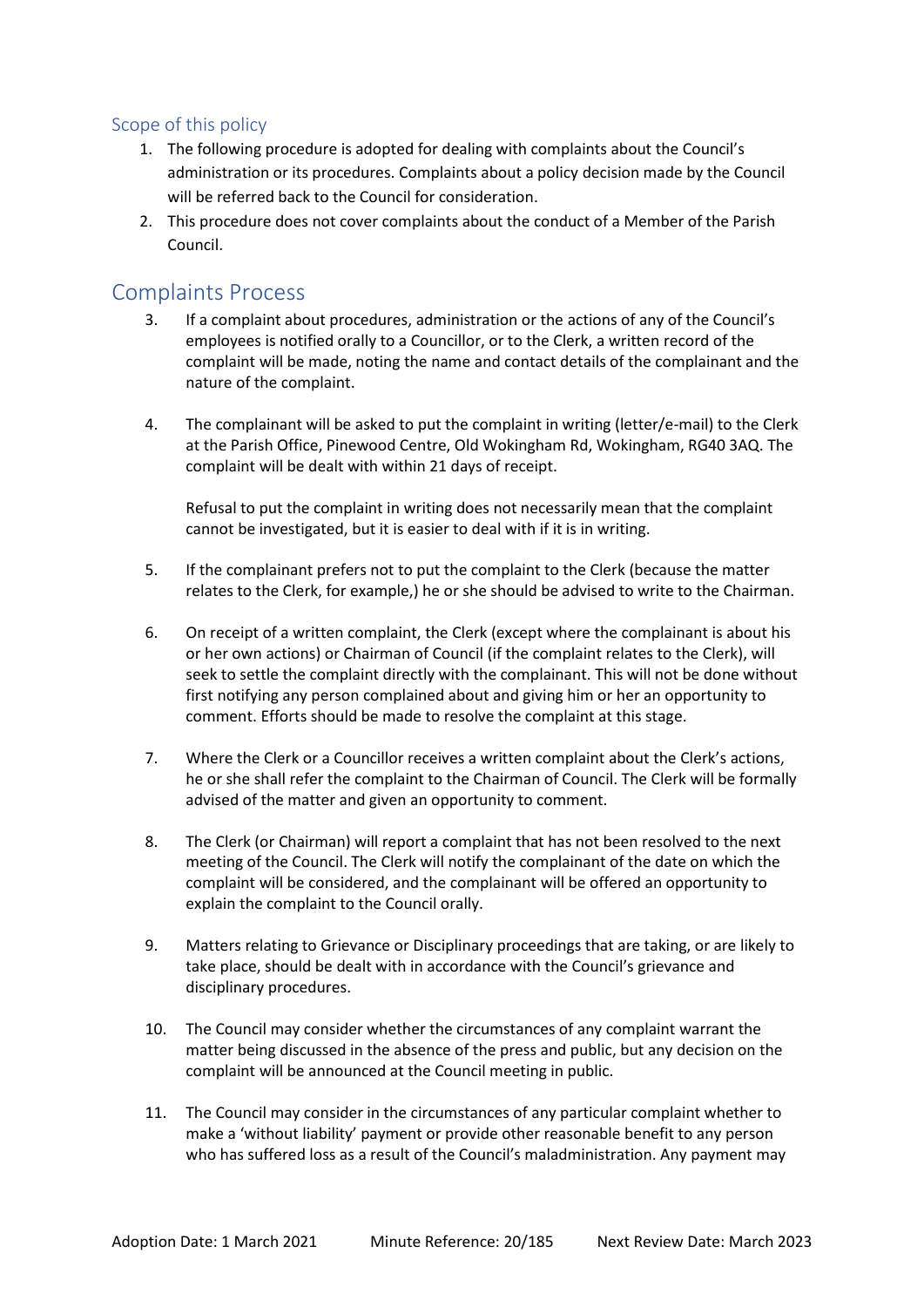## Scope of this policy

1. The following procedure is adopted for dealing with complaints about the Council's administration or its procedures. Complaints about a policy decision made by the Council will be referred back to the Council for consideration.
2. This procedure does not cover complaints about the conduct of a Member of the Parish Council.

## Complaints Process

3. If a complaint about procedures, administration or the actions of any of the Council's employees is notified orally to a Councillor, or to the Clerk, a written record of the complaint will be made, noting the name and contact details of the complainant and the nature of the complaint.

4. The complainant will be asked to put the complaint in writing (letter/e-mail) to the Clerk at the Parish Office, Pinewood Centre, Old Wokingham Rd, Wokingham, RG40 3AQ. The complaint will be dealt with within 21 days of receipt.

   Refusal to put the complaint in writing does not necessarily mean that the complaint cannot be investigated, but it is easier to deal with if it is in writing.

5. If the complainant prefers not to put the complaint to the Clerk (because the matter relates to the Clerk, for example,) he or she should be advised to write to the Chairman.

6. On receipt of a written complaint, the Clerk (except where the complainant is about his or her own actions) or Chairman of Council (if the complaint relates to the Clerk), will seek to settle the complaint directly with the complainant. This will not be done without first notifying any person complained about and giving him or her an opportunity to comment. Efforts should be made to resolve the complaint at this stage.

7. Where the Clerk or a Councillor receives a written complaint about the Clerk's actions, he or she shall refer the complaint to the Chairman of Council. The Clerk will be formally advised of the matter and given an opportunity to comment.

8. The Clerk (or Chairman) will report a complaint that has not been resolved to the next meeting of the Council. The Clerk will notify the complainant of the date on which the complaint will be considered, and the complainant will be offered an opportunity to explain the complaint to the Council orally.

9. Matters relating to Grievance or Disciplinary proceedings that are taking, or are likely to take place, should be dealt with in accordance with the Council's grievance and disciplinary procedures.

10. The Council may consider whether the circumstances of any complaint warrant the matter being discussed in the absence of the press and public, but any decision on the complaint will be announced at the Council meeting in public.

11. The Council may consider in the circumstances of any particular complaint whether to make a 'without liability' payment or provide other reasonable benefit to any person who has suffered loss as a result of the Council's maladministration. Any payment may

Adoption Date: 1 March 2021 Minute Reference: 20/185 Next Review Date: March 2023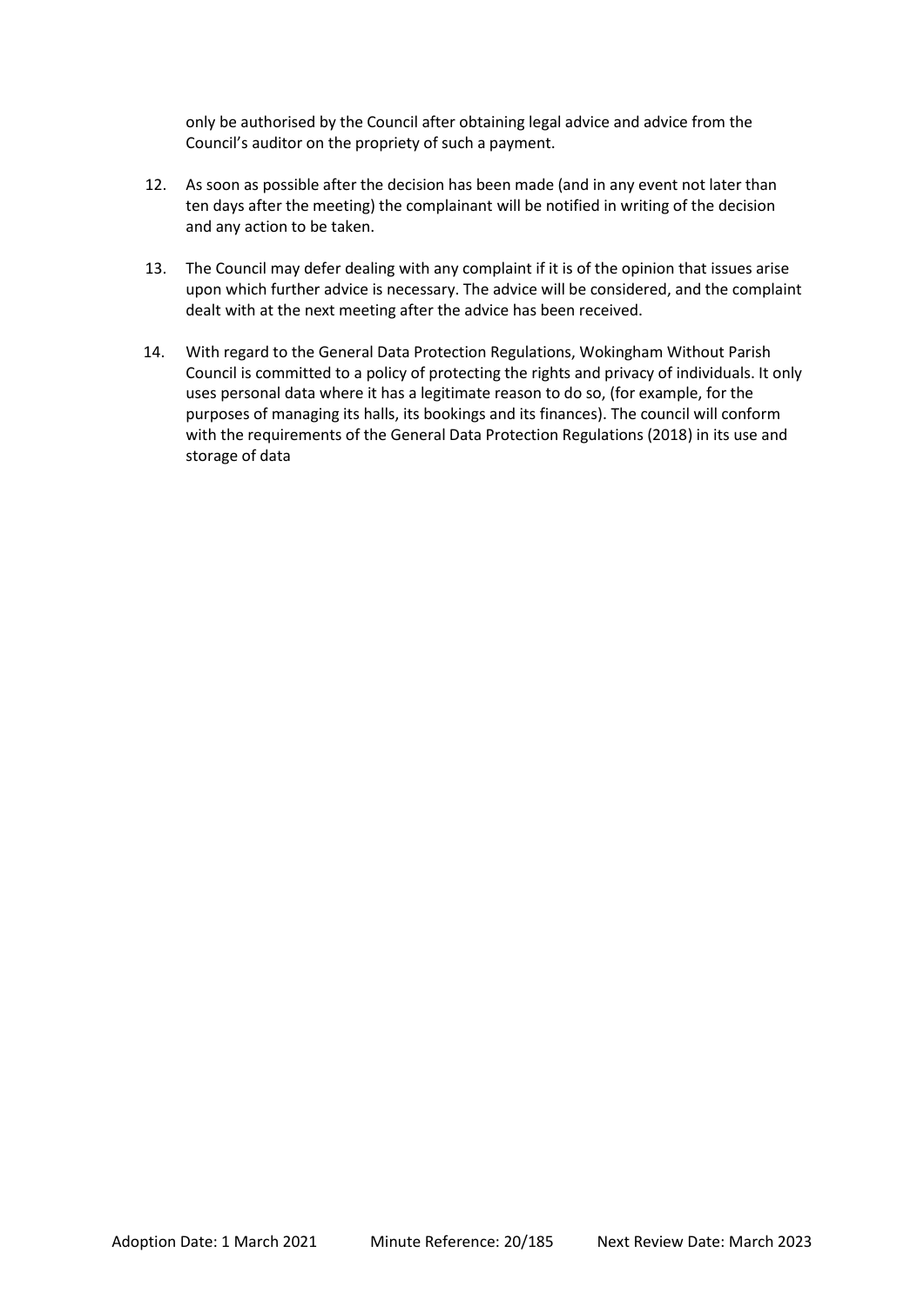only be authorised by the Council after obtaining legal advice and advice from the Council's auditor on the propriety of such a payment.

12. As soon as possible after the decision has been made (and in any event not later than ten days after the meeting) the complainant will be notified in writing of the decision and any action to be taken.

13. The Council may defer dealing with any complaint if it is of the opinion that issues arise upon which further advice is necessary. The advice will be considered, and the complaint dealt with at the next meeting after the advice has been received.

14. With regard to the General Data Protection Regulations, Wokingham Without Parish Council is committed to a policy of protecting the rights and privacy of individuals. It only uses personal data where it has a legitimate reason to do so, (for example, for the purposes of managing its halls, its bookings and its finances). The council will conform with the requirements of the General Data Protection Regulations (2018) in its use and storage of data

Adoption Date: 1 March 2021 Minute Reference: 20/185 Next Review Date: March 2023